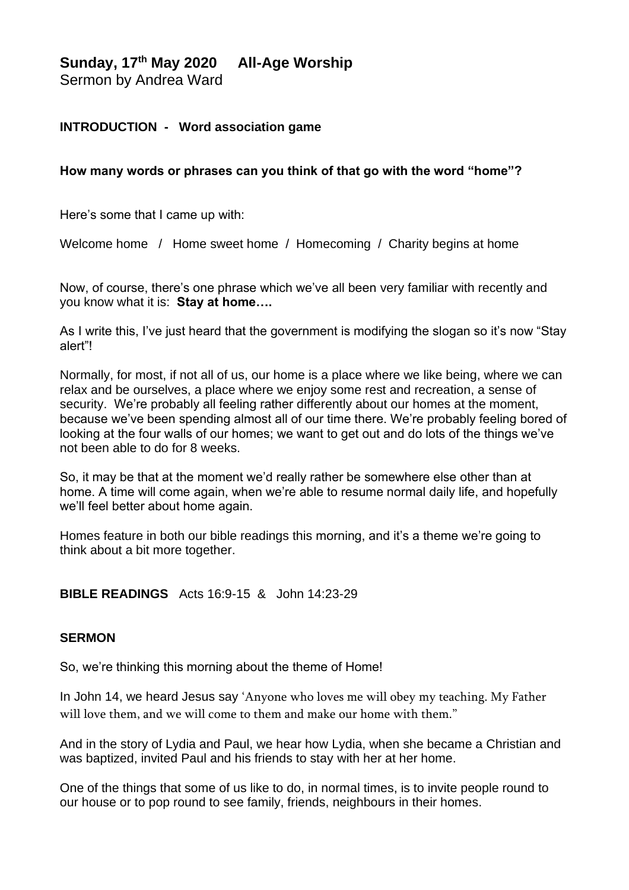# Sunday, 17th May 2020 All-Age Worship

Sermon by Andrea Ward

**INTRODUCTION - Word association game**

**How many words or phrases can you think of that go with the word "home"?**

Here's some that I came up with:

Welcome home / Home sweet home / Homecoming / Charity begins at home

Now, of course, there's one phrase which we've all been very familiar with recently and you know what it is: **Stay at home….**

As I write this, I've just heard that the government is modifying the slogan so it's now "Stay alert"!

Normally, for most, if not all of us, our home is a place where we like being, where we can relax and be ourselves, a place where we enjoy some rest and recreation, a sense of security. We're probably all feeling rather differently about our homes at the moment, because we've been spending almost all of our time there. We're probably feeling bored of looking at the four walls of our homes; we want to get out and do lots of the things we've not been able to do for 8 weeks.

So, it may be that at the moment we'd really rather be somewhere else other than at home. A time will come again, when we're able to resume normal daily life, and hopefully we'll feel better about home again.

Homes feature in both our bible readings this morning, and it's a theme we're going to think about a bit more together.

**BIBLE READINGS** Acts 16:9-15 & John 14:23-29

**SERMON**

So, we're thinking this morning about the theme of Home!

In John 14, we heard Jesus say 'Anyone who loves me will obey my teaching. My Father will love them, and we will come to them and make our home with them."

And in the story of Lydia and Paul, we hear how Lydia, when she became a Christian and was baptized, invited Paul and his friends to stay with her at her home.

One of the things that some of us like to do, in normal times, is to invite people round to our house or to pop round to see family, friends, neighbours in their homes.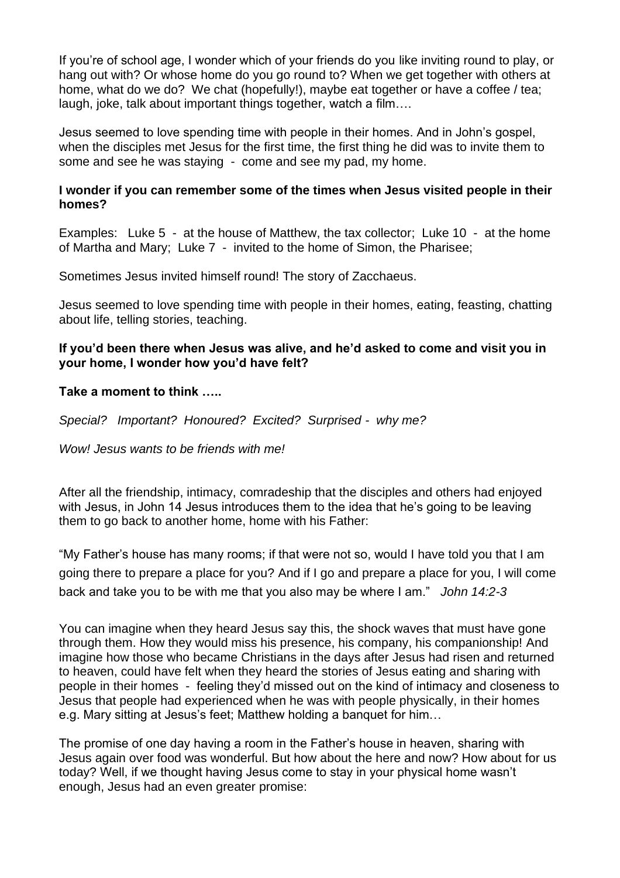If you're of school age, I wonder which of your friends do you like inviting round to play, or hang out with? Or whose home do you go round to? When we get together with others at home, what do we do? We chat (hopefully!), maybe eat together or have a coffee / tea; laugh, joke, talk about important things together, watch a film….

Jesus seemed to love spending time with people in their homes. And in John's gospel, when the disciples met Jesus for the first time, the first thing he did was to invite them to some and see he was staying - come and see my pad, my home.

**I wonder if you can remember some of the times when Jesus visited people in their homes?**

Examples: Luke 5 - at the house of Matthew, the tax collector; Luke 10 - at the home of Martha and Mary; Luke 7 - invited to the home of Simon, the Pharisee;

Sometimes Jesus invited himself round! The story of Zacchaeus.

Jesus seemed to love spending time with people in their homes, eating, feasting, chatting about life, telling stories, teaching.

**If you'd been there when Jesus was alive, and he'd asked to come and visit you in your home, I wonder how you'd have felt?**

**Take a moment to think …..**

*Special? Important? Honoured? Excited? Surprised - why me?*

*Wow! Jesus wants to be friends with me!*

After all the friendship, intimacy, comradeship that the disciples and others had enjoyed with Jesus, in John 14 Jesus introduces them to the idea that he's going to be leaving them to go back to another home, home with his Father:

"My Father's house has many rooms; if that were not so, would I have told you that I am going there to prepare a place for you? And if I go and prepare a place for you, I will come back and take you to be with me that you also may be where I am." *John 14:2-3*

You can imagine when they heard Jesus say this, the shock waves that must have gone through them. How they would miss his presence, his company, his companionship! And imagine how those who became Christians in the days after Jesus had risen and returned to heaven, could have felt when they heard the stories of Jesus eating and sharing with people in their homes - feeling they'd missed out on the kind of intimacy and closeness to Jesus that people had experienced when he was with people physically, in their homes e.g. Mary sitting at Jesus's feet; Matthew holding a banquet for him…

The promise of one day having a room in the Father's house in heaven, sharing with Jesus again over food was wonderful. But how about the here and now? How about for us today? Well, if we thought having Jesus come to stay in your physical home wasn't enough, Jesus had an even greater promise: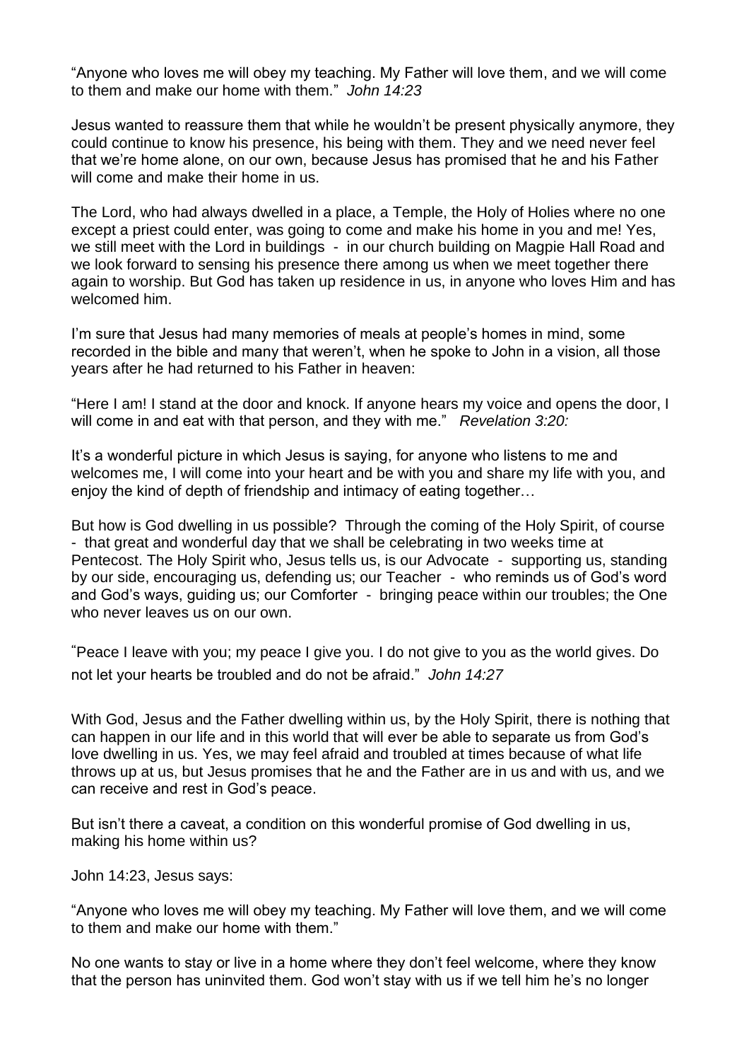"Anyone who loves me will obey my teaching. My Father will love them, and we will come to them and make our home with them." *John 14:23*

Jesus wanted to reassure them that while he wouldn't be present physically anymore, they could continue to know his presence, his being with them. They and we need never feel that we're home alone, on our own, because Jesus has promised that he and his Father will come and make their home in us.

The Lord, who had always dwelled in a place, a Temple, the Holy of Holies where no one except a priest could enter, was going to come and make his home in you and me! Yes, we still meet with the Lord in buildings - in our church building on Magpie Hall Road and we look forward to sensing his presence there among us when we meet together there again to worship. But God has taken up residence in us, in anyone who loves Him and has welcomed him.

I'm sure that Jesus had many memories of meals at people's homes in mind, some recorded in the bible and many that weren't, when he spoke to John in a vision, all those years after he had returned to his Father in heaven:

"Here I am! I stand at the door and knock. If anyone hears my voice and opens the door, I will come in and eat with that person, and they with me." *Revelation 3:20:*

It's a wonderful picture in which Jesus is saying, for anyone who listens to me and welcomes me, I will come into your heart and be with you and share my life with you, and enjoy the kind of depth of friendship and intimacy of eating together…

But how is God dwelling in us possible? Through the coming of the Holy Spirit, of course - that great and wonderful day that we shall be celebrating in two weeks time at Pentecost. The Holy Spirit who, Jesus tells us, is our Advocate - supporting us, standing by our side, encouraging us, defending us; our Teacher - who reminds us of God's word and God's ways, guiding us; our Comforter - bringing peace within our troubles; the One who never leaves us on our own.

"Peace I leave with you; my peace I give you. I do not give to you as the world gives. Do not let your hearts be troubled and do not be afraid." *John 14:27*

With God, Jesus and the Father dwelling within us, by the Holy Spirit, there is nothing that can happen in our life and in this world that will ever be able to separate us from God's love dwelling in us. Yes, we may feel afraid and troubled at times because of what life throws up at us, but Jesus promises that he and the Father are in us and with us, and we can receive and rest in God's peace.

But isn't there a caveat, a condition on this wonderful promise of God dwelling in us, making his home within us?

John 14:23, Jesus says:

"Anyone who loves me will obey my teaching. My Father will love them, and we will come to them and make our home with them."

No one wants to stay or live in a home where they don't feel welcome, where they know that the person has uninvited them. God won't stay with us if we tell him he's no longer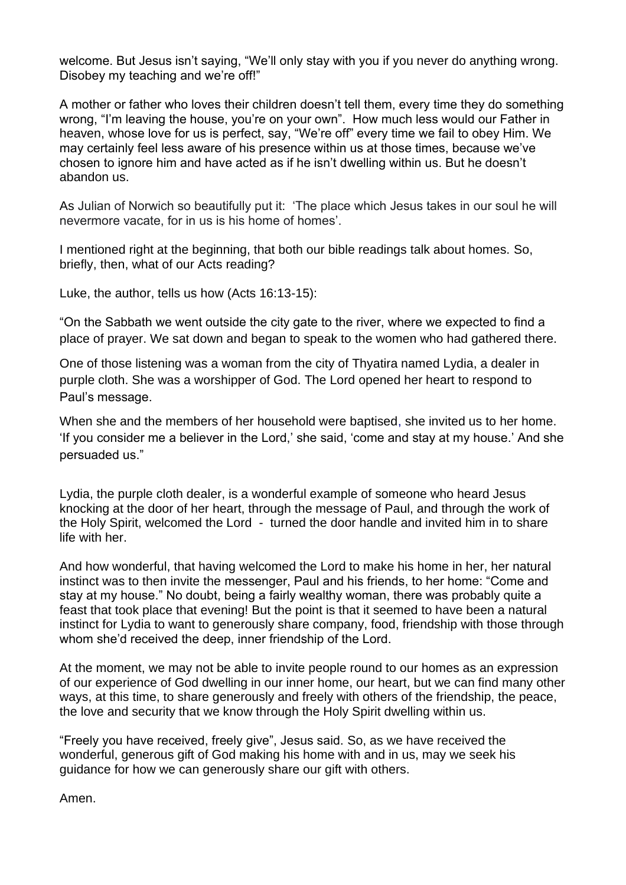welcome. But Jesus isn't saying, "We'll only stay with you if you never do anything wrong. Disobey my teaching and we're off!"

A mother or father who loves their children doesn't tell them, every time they do something wrong, "I'm leaving the house, you're on your own". How much less would our Father in heaven, whose love for us is perfect, say, "We're off" every time we fail to obey Him. We may certainly feel less aware of his presence within us at those times, because we've chosen to ignore him and have acted as if he isn't dwelling within us. But he doesn't abandon us.

As Julian of Norwich so beautifully put it: 'The place which Jesus takes in our soul he will nevermore vacate, for in us is his home of homes'.

I mentioned right at the beginning, that both our bible readings talk about homes. So, briefly, then, what of our Acts reading?

Luke, the author, tells us how (Acts 16:13-15):

"On the Sabbath we went outside the city gate to the river, where we expected to find a place of prayer. We sat down and began to speak to the women who had gathered there.

One of those listening was a woman from the city of Thyatira named Lydia, a dealer in purple cloth. She was a worshipper of God. The Lord opened her heart to respond to Paul's message.

When she and the members of her household were baptised, she invited us to her home. 'If you consider me a believer in the Lord,' she said, 'come and stay at my house.' And she persuaded us."

Lydia, the purple cloth dealer, is a wonderful example of someone who heard Jesus knocking at the door of her heart, through the message of Paul, and through the work of the Holy Spirit, welcomed the Lord - turned the door handle and invited him in to share life with her.

And how wonderful, that having welcomed the Lord to make his home in her, her natural instinct was to then invite the messenger, Paul and his friends, to her home: "Come and stay at my house." No doubt, being a fairly wealthy woman, there was probably quite a feast that took place that evening! But the point is that it seemed to have been a natural instinct for Lydia to want to generously share company, food, friendship with those through whom she'd received the deep, inner friendship of the Lord.

At the moment, we may not be able to invite people round to our homes as an expression of our experience of God dwelling in our inner home, our heart, but we can find many other ways, at this time, to share generously and freely with others of the friendship, the peace, the love and security that we know through the Holy Spirit dwelling within us.

"Freely you have received, freely give", Jesus said. So, as we have received the wonderful, generous gift of God making his home with and in us, may we seek his guidance for how we can generously share our gift with others.

Amen.